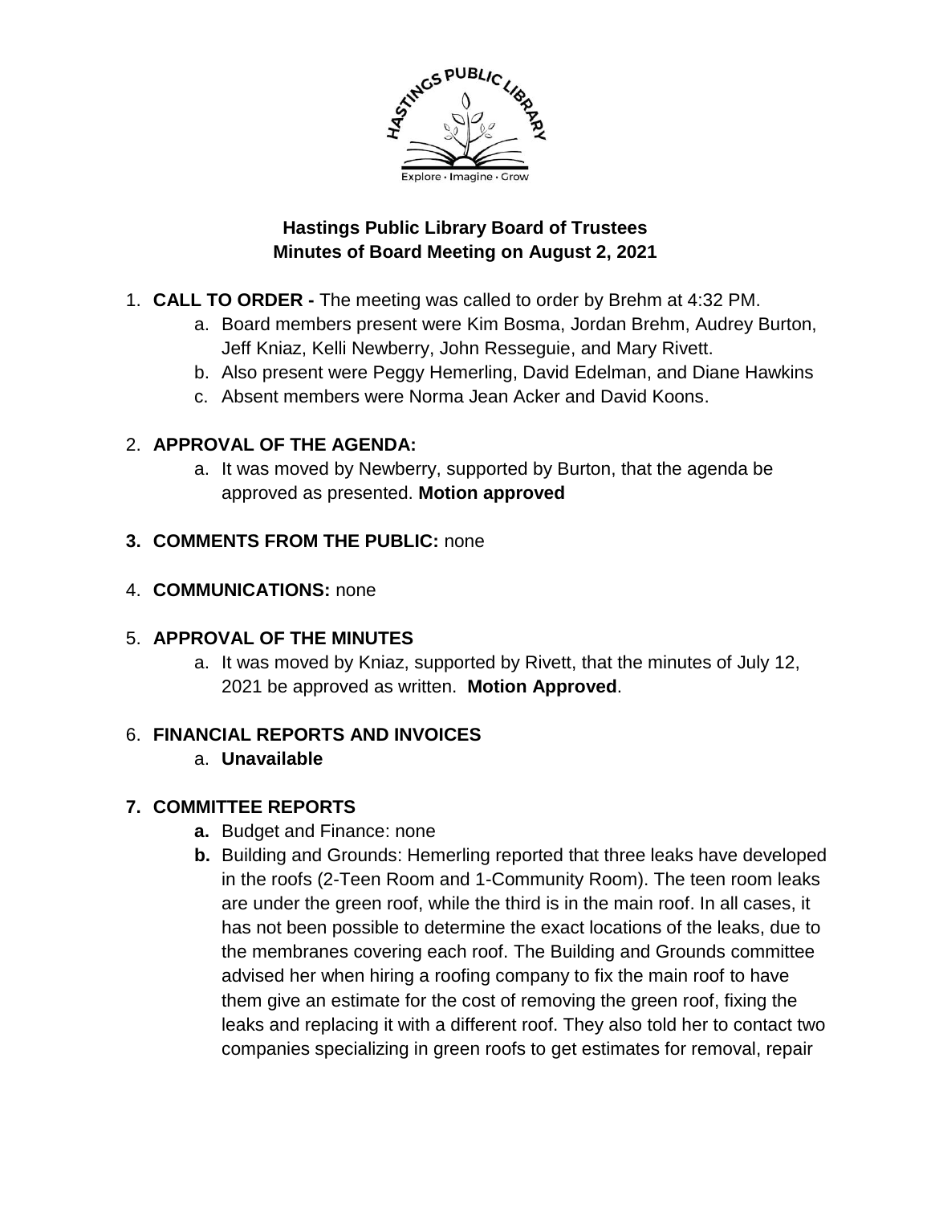# Hastings Public Library Board of Trustees
## Minutes of Board Meeting on August 2, 2021

1. **CALL TO ORDER -** The meeting was called to order by Brehm at 4:32 PM.
   a. Board members present were Kim Bosma, Jordan Brehm, Audrey Burton, Jeff Kniaz, Kelli Newberry, John Resseguie, and Mary Rivett.
   b. Also present were Peggy Hemerling, David Edelman, and Diane Hawkins
   c. Absent members were Norma Jean Acker and David Koons.

2. **APPROVAL OF THE AGENDA:**
   a. It was moved by Newberry, supported by Burton, that the agenda be approved as presented. **Motion approved**

3. **COMMENTS FROM THE PUBLIC:** none

4. **COMMUNICATIONS:** none

5. **APPROVAL OF THE MINUTES**
   a. It was moved by Kniaz, supported by Rivett, that the minutes of July 12, 2021 be approved as written. **Motion Approved**.

6. **FINANCIAL REPORTS AND INVOICES**
   a. **Unavailable**

7. **COMMITTEE REPORTS**
   **a.** Budget and Finance: none
   **b.** Building and Grounds: Hemerling reported that three leaks have developed in the roofs (2-Teen Room and 1-Community Room). The teen room leaks are under the green roof, while the third is in the main roof. In all cases, it has not been possible to determine the exact locations of the leaks, due to the membranes covering each roof. The Building and Grounds committee advised her when hiring a roofing company to fix the main roof to have them give an estimate for the cost of removing the green roof, fixing the leaks and replacing it with a different roof. They also told her to contact two companies specializing in green roofs to get estimates for removal, repair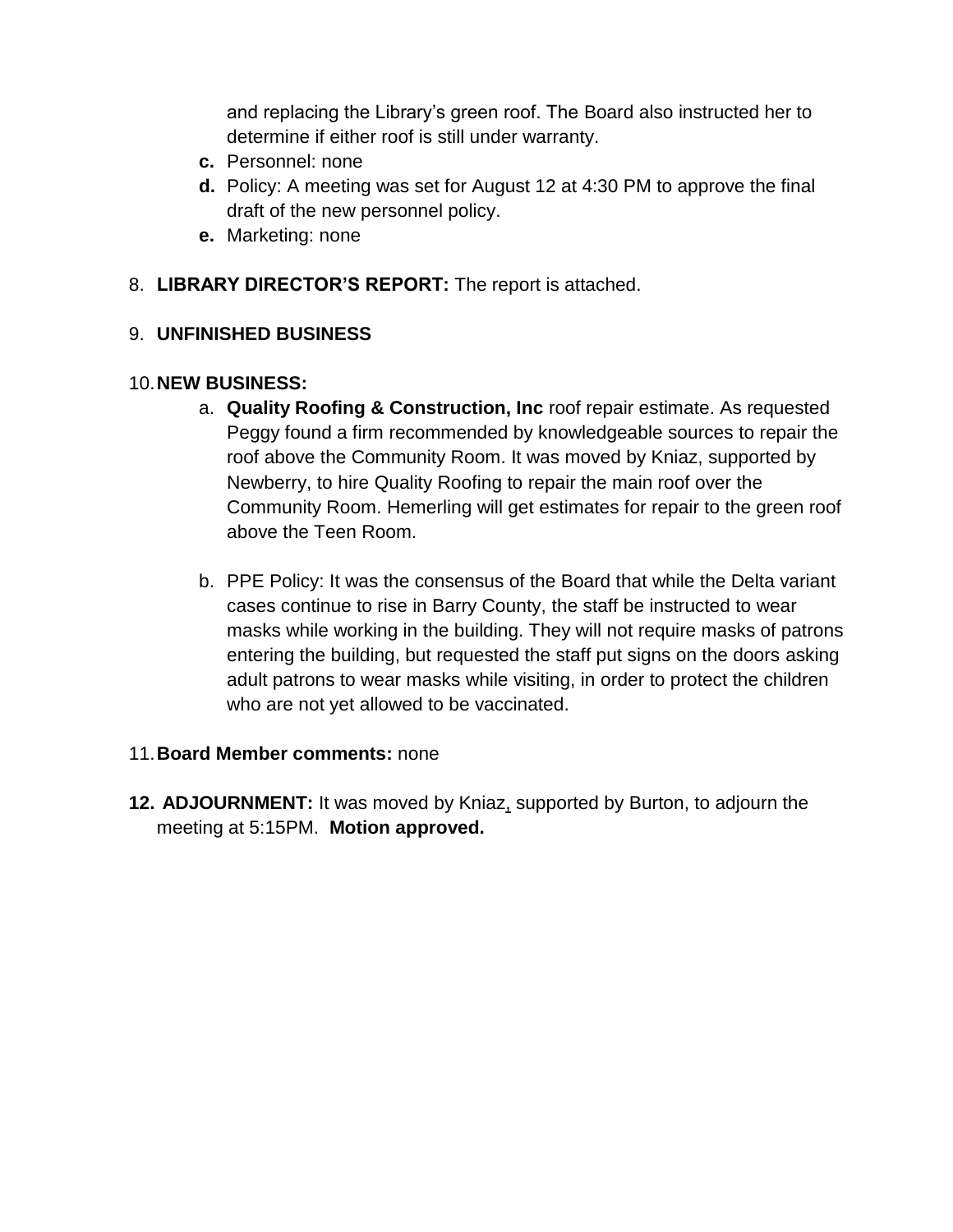and replacing the Library's green roof. The Board also instructed her to determine if either roof is still under warranty.

- **c.** Personnel: none
- **d.** Policy: A meeting was set for August 12 at 4:30 PM to approve the final draft of the new personnel policy.
- **e.** Marketing: none

8. **LIBRARY DIRECTOR'S REPORT:** The report is attached.

9. **UNFINISHED BUSINESS**

10. **NEW BUSINESS:**

    a. **Quality Roofing & Construction, Inc** roof repair estimate. As requested Peggy found a firm recommended by knowledgeable sources to repair the roof above the Community Room. It was moved by Kniaz, supported by Newberry, to hire Quality Roofing to repair the main roof over the Community Room. Hemerling will get estimates for repair to the green roof above the Teen Room.

    b. PPE Policy: It was the consensus of the Board that while the Delta variant cases continue to rise in Barry County, the staff be instructed to wear masks while working in the building. They will not require masks of patrons entering the building, but requested the staff put signs on the doors asking adult patrons to wear masks while visiting, in order to protect the children who are not yet allowed to be vaccinated.

11. **Board Member comments:** none

12. **ADJOURNMENT:** It was moved by Kniaz, supported by Burton, to adjourn the meeting at 5:15PM. **Motion approved.**